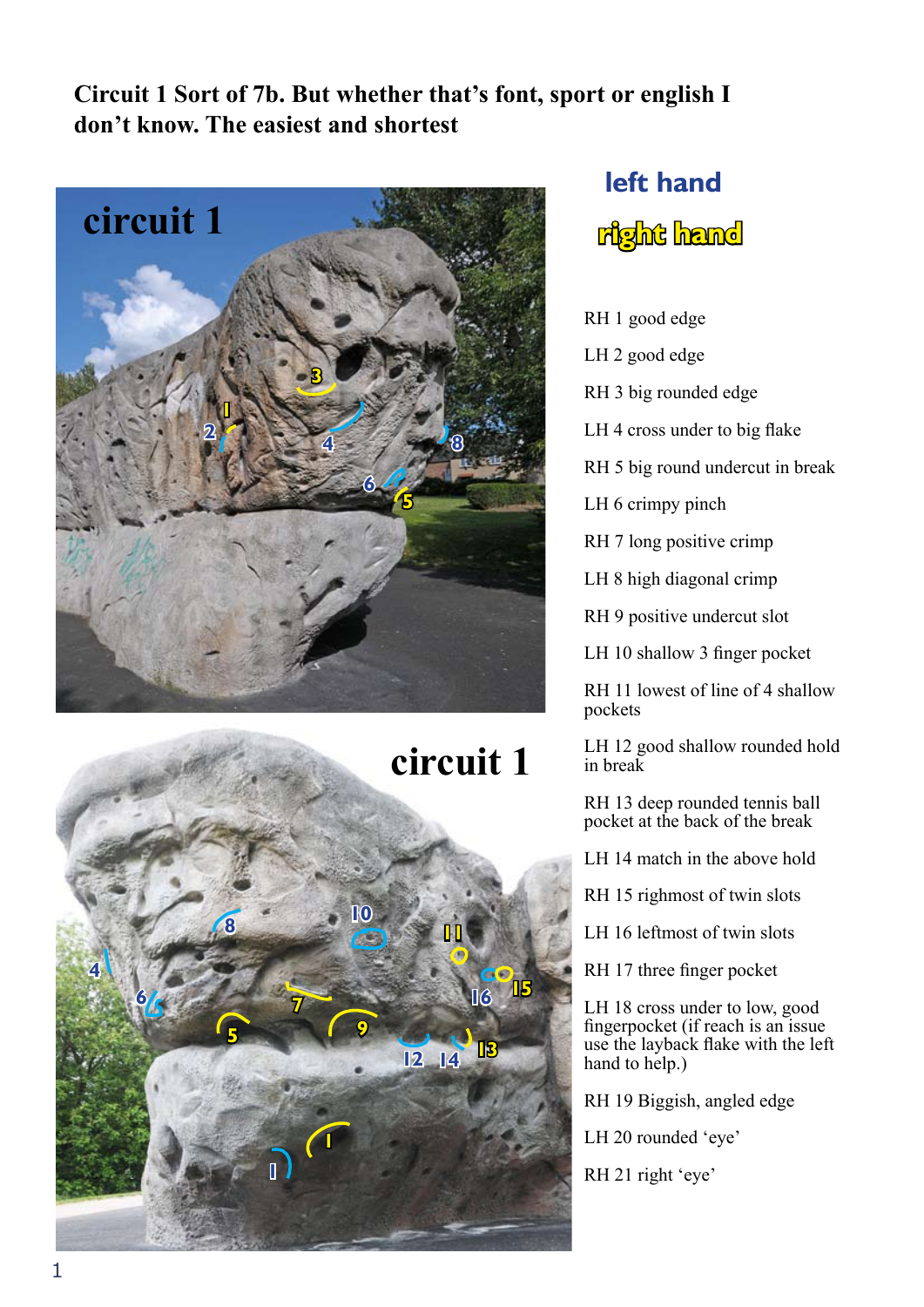**Circuit 1 Sort of 7b. But whether that's font, sport or english I don't know. The easiest and shortest**

left hand

right hand

RH 1 good edge

LH 2 good edge

RH 3 big rounded edge

LH 4 cross under to big flake

RH 5 big round undercut in break

LH 6 crimpy pinch

RH 7 long positive crimp

LH 8 high diagonal crimp

RH 9 positive undercut slot

LH 10 shallow 3 finger pocket

RH 11 lowest of line of 4 shallow pockets

LH 12 good shallow rounded hold in break

RH 13 deep rounded tennis ball pocket at the back of the break

LH 14 match in the above hold

RH 15 righmost of twin slots

LH 16 leftmost of twin slots

RH 17 three finger pocket

LH 18 cross under to low, good fingerpocket (if reach is an issue use the layback flake with the left hand to help.)

RH 19 Biggish, angled edge

LH 20 rounded 'eye'

RH 21 right 'eye'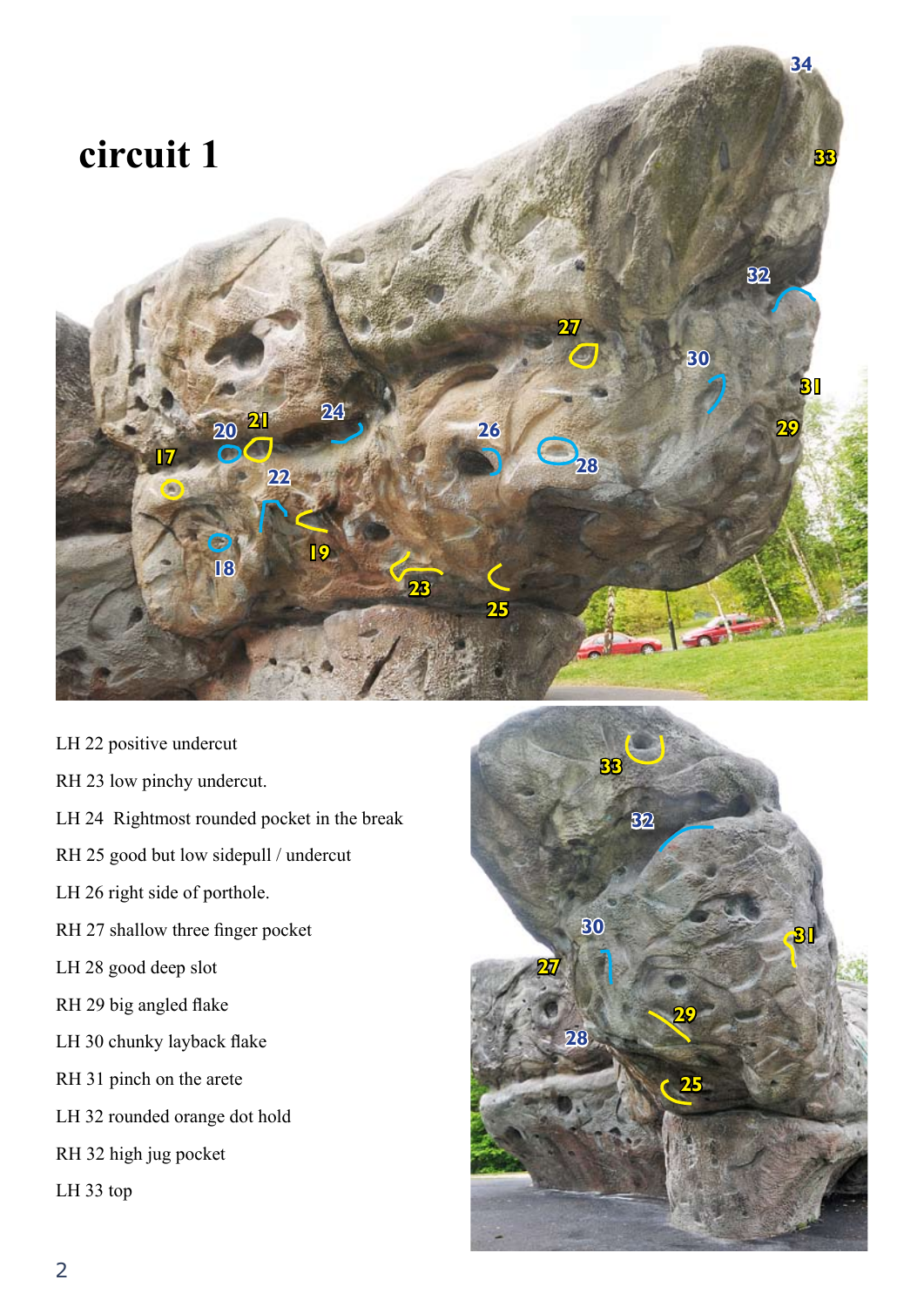# circuit 1

LH 22 positive undercut

RH 23 low pinchy undercut.

LH 24 Rightmost rounded pocket in the break

RH 25 good but low sidepull / undercut

LH 26 right side of porthole.

RH 27 shallow three finger pocket

LH 28 good deep slot

RH 29 big angled flake

LH 30 chunky layback flake

RH 31 pinch on the arete

LH 32 rounded orange dot hold

RH 32 high jug pocket

LH 33 top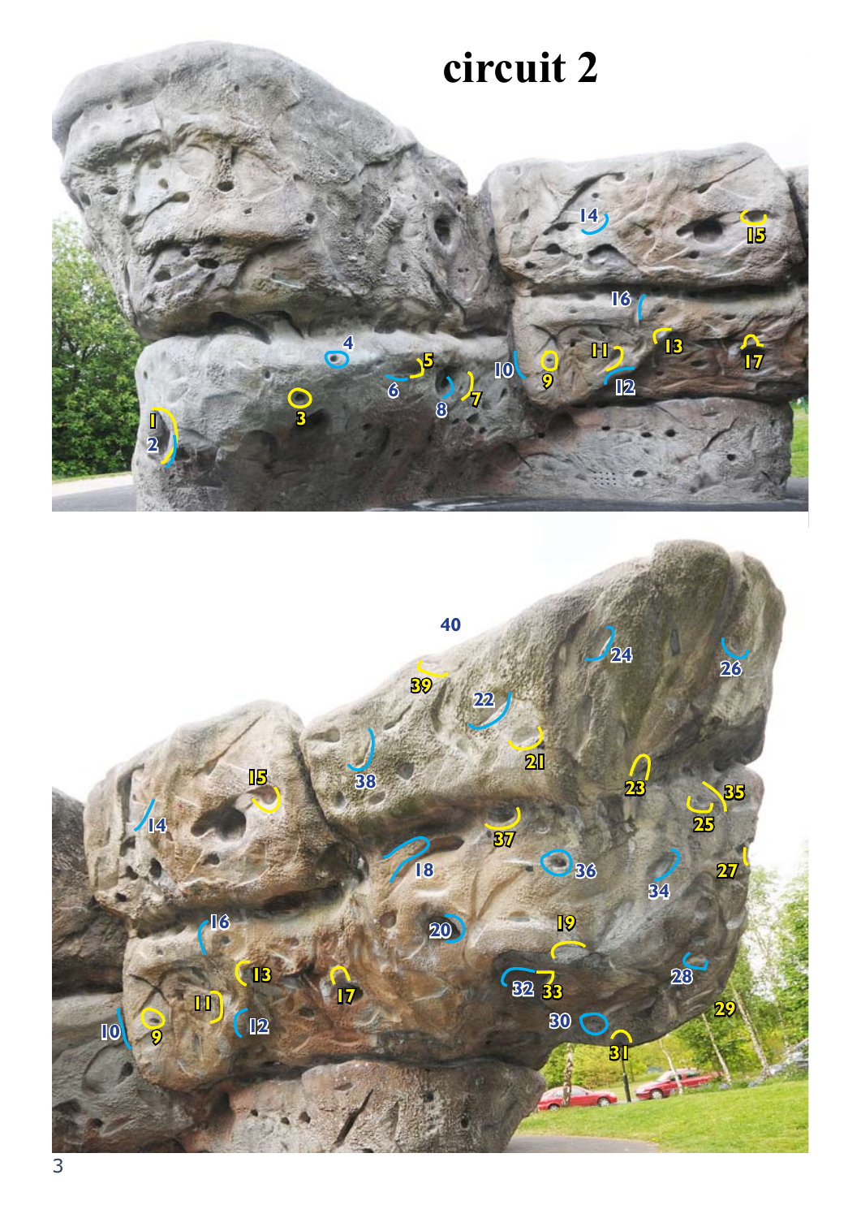# circuit 2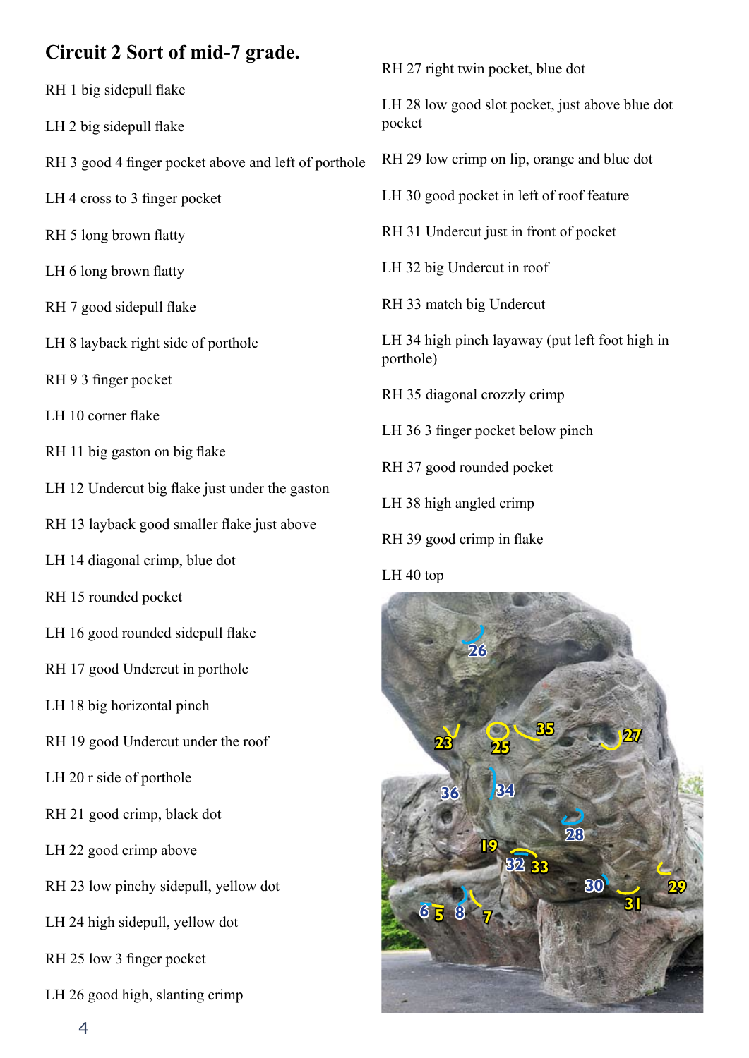## Circuit 2 Sort of mid-7 grade.

RH 1 big sidepull flake

LH 2 big sidepull flake

RH 3 good 4 finger pocket above and left of porthole

LH 4 cross to 3 finger pocket

RH 5 long brown flatty

LH 6 long brown flatty

RH 7 good sidepull flake

LH 8 layback right side of porthole

RH 9 3 finger pocket

LH 10 corner flake

RH 11 big gaston on big flake

LH 12 Undercut big flake just under the gaston

RH 13 layback good smaller flake just above

LH 14 diagonal crimp, blue dot

RH 15 rounded pocket

LH 16 good rounded sidepull flake

RH 17 good Undercut in porthole

LH 18 big horizontal pinch

RH 19 good Undercut under the roof

LH 20 r side of porthole

RH 21 good crimp, black dot

LH 22 good crimp above

RH 23 low pinchy sidepull, yellow dot

LH 24 high sidepull, yellow dot

RH 25 low 3 finger pocket

LH 26 good high, slanting crimp

RH 27 right twin pocket, blue dot

LH 28 low good slot pocket, just above blue dot pocket

RH 29 low crimp on lip, orange and blue dot

LH 30 good pocket in left of roof feature

RH 31 Undercut just in front of pocket

LH 32 big Undercut in roof

RH 33 match big Undercut

LH 34 high pinch layaway (put left foot high in porthole)

RH 35 diagonal crozzly crimp

LH 36 3 finger pocket below pinch

RH 37 good rounded pocket

LH 38 high angled crimp

RH 39 good crimp in flake

LH 40 top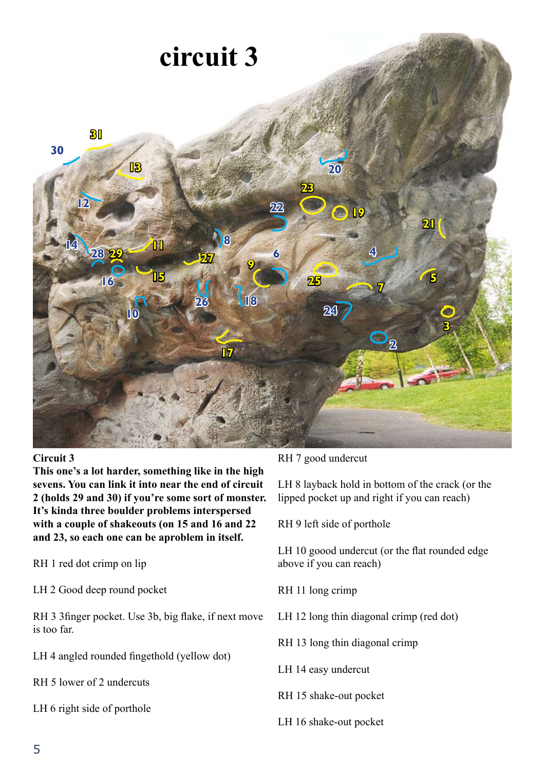# circuit 3

**Circuit 3**
**This one's a lot harder, something like in the high sevens. You can link it into near the end of circuit 2 (holds 29 and 30) if you're some sort of monster. It's kinda three boulder problems interspersed with a couple of shakeouts (on 15 and 16 and 22 and 23, so each one can be aproblem in itself.**

RH 1 red dot crimp on lip

LH 2 Good deep round pocket

RH 3 3finger pocket. Use 3b, big flake, if next move is too far.

LH 4 angled rounded fingethold (yellow dot)

RH 5 lower of 2 undercuts

LH 6 right side of porthole

RH 7 good undercut

LH 8 layback hold in bottom of the crack (or the lipped pocket up and right if you can reach)

RH 9 left side of porthole

LH 10 goood undercut (or the flat rounded edge above if you can reach)

RH 11 long crimp

LH 12 long thin diagonal crimp (red dot)

RH 13 long thin diagonal crimp

LH 14 easy undercut

RH 15 shake-out pocket

LH 16 shake-out pocket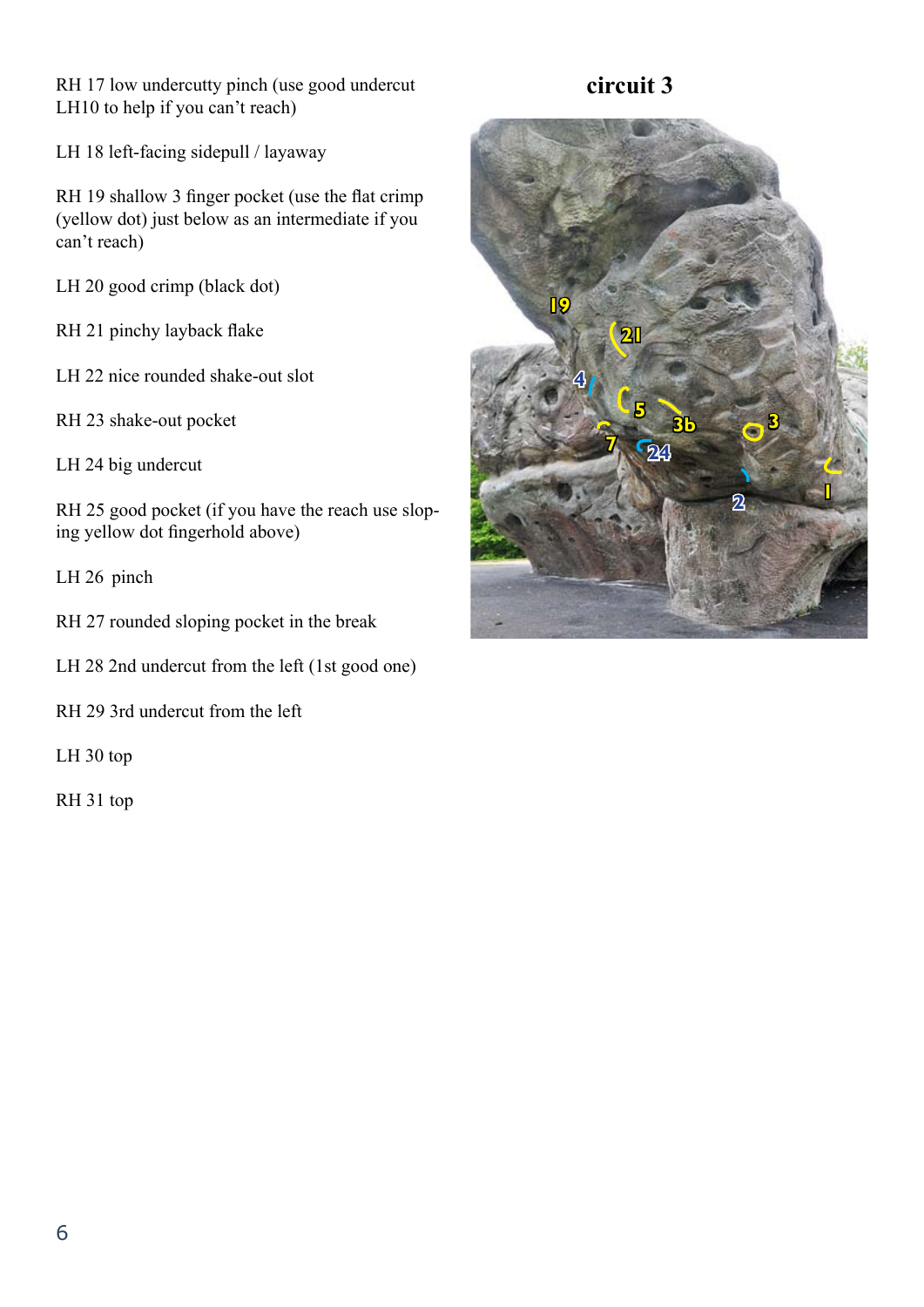RH 17 low undercutty pinch (use good undercut LH10 to help if you can't reach)

LH 18 left-facing sidepull / layaway

RH 19 shallow 3 finger pocket (use the flat crimp (yellow dot) just below as an intermediate if you can't reach)

LH 20 good crimp (black dot)

RH 21 pinchy layback flake

LH 22 nice rounded shake-out slot

RH 23 shake-out pocket

LH 24 big undercut

RH 25 good pocket (if you have the reach use sloping yellow dot fingerhold above)

LH 26 pinch

RH 27 rounded sloping pocket in the break

LH 28 2nd undercut from the left (1st good one)

RH 29 3rd undercut from the left

LH 30 top

RH 31 top

## circuit 3

19
21
4
5
3b
3
7
24
2
1